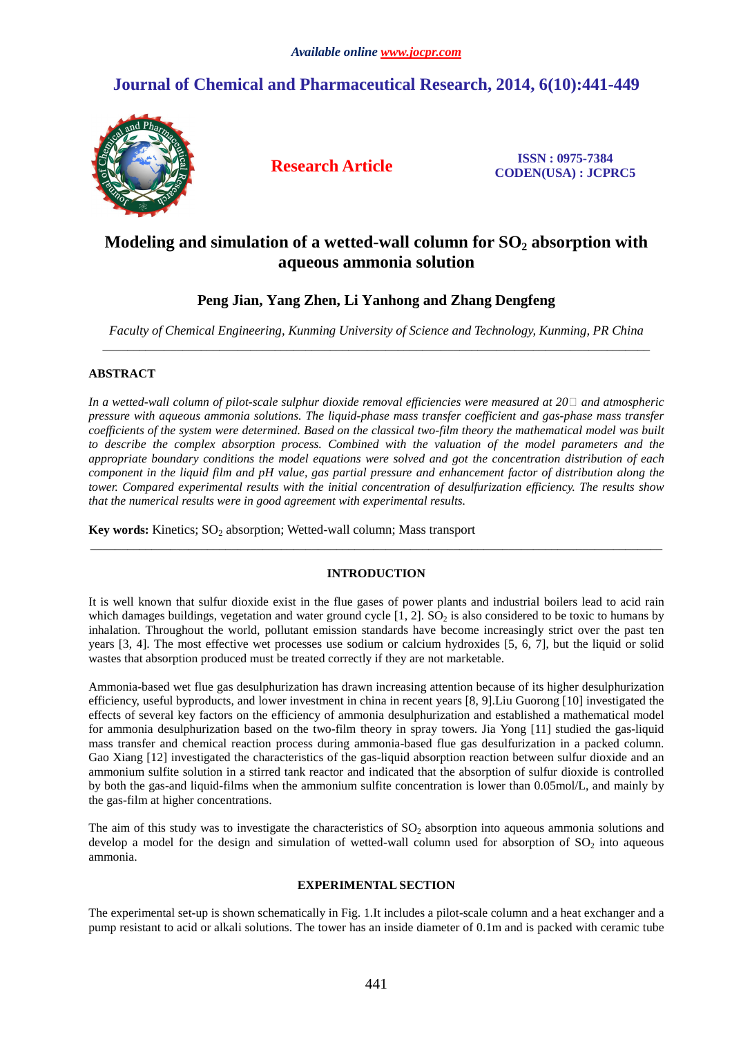*Available online www.jocpr.com*

# Journal of Chemical and Pharmaceutical Research, 2014, 6(10):441-449

**Research Article**

**ISSN : 0975-7384**
**CODEN(USA) : JCPRC5**

# Modeling and simulation of a wetted-wall column for $SO_2$ absorption with aqueous ammonia solution

## Peng Jian, Yang Zhen, Li Yanhong and Zhang Dengfeng

*Faculty of Chemical Engineering, Kunming University of Science and Technology, Kunming, PR China*

---

### ABSTRACT

*In a wetted-wall column of pilot-scale sulphur dioxide removal efficiencies were measured at 20□ and atmospheric pressure with aqueous ammonia solutions. The liquid-phase mass transfer coefficient and gas-phase mass transfer coefficients of the system were determined. Based on the classical two-film theory the mathematical model was built to describe the complex absorption process. Combined with the valuation of the model parameters and the appropriate boundary conditions the model equations were solved and got the concentration distribution of each component in the liquid film and pH value, gas partial pressure and enhancement factor of distribution along the tower. Compared experimental results with the initial concentration of desulfurization efficiency. The results show that the numerical results were in good agreement with experimental results.*

**Key words:** Kinetics; $SO_2$ absorption; Wetted-wall column; Mass transport

---

### INTRODUCTION

It is well known that sulfur dioxide exist in the flue gases of power plants and industrial boilers lead to acid rain which damages buildings, vegetation and water ground cycle [1, 2]. $SO_2$ is also considered to be toxic to humans by inhalation. Throughout the world, pollutant emission standards have become increasingly strict over the past ten years [3, 4]. The most effective wet processes use sodium or calcium hydroxides [5, 6, 7], but the liquid or solid wastes that absorption produced must be treated correctly if they are not marketable.

Ammonia-based wet flue gas desulphurization has drawn increasing attention because of its higher desulphurization efficiency, useful byproducts, and lower investment in china in recent years [8, 9].Liu Guorong [10] investigated the effects of several key factors on the efficiency of ammonia desulphurization and established a mathematical model for ammonia desulphurization based on the two-film theory in spray towers. Jia Yong [11] studied the gas-liquid mass transfer and chemical reaction process during ammonia-based flue gas desulfurization in a packed column. Gao Xiang [12] investigated the characteristics of the gas-liquid absorption reaction between sulfur dioxide and an ammonium sulfite solution in a stirred tank reactor and indicated that the absorption of sulfur dioxide is controlled by both the gas-and liquid-films when the ammonium sulfite concentration is lower than 0.05mol/L, and mainly by the gas-film at higher concentrations.

The aim of this study was to investigate the characteristics of $SO_2$ absorption into aqueous ammonia solutions and develop a model for the design and simulation of wetted-wall column used for absorption of $SO_2$ into aqueous ammonia.

### EXPERIMENTAL SECTION

The experimental set-up is shown schematically in Fig. 1.It includes a pilot-scale column and a heat exchanger and a pump resistant to acid or alkali solutions. The tower has an inside diameter of 0.1m and is packed with ceramic tube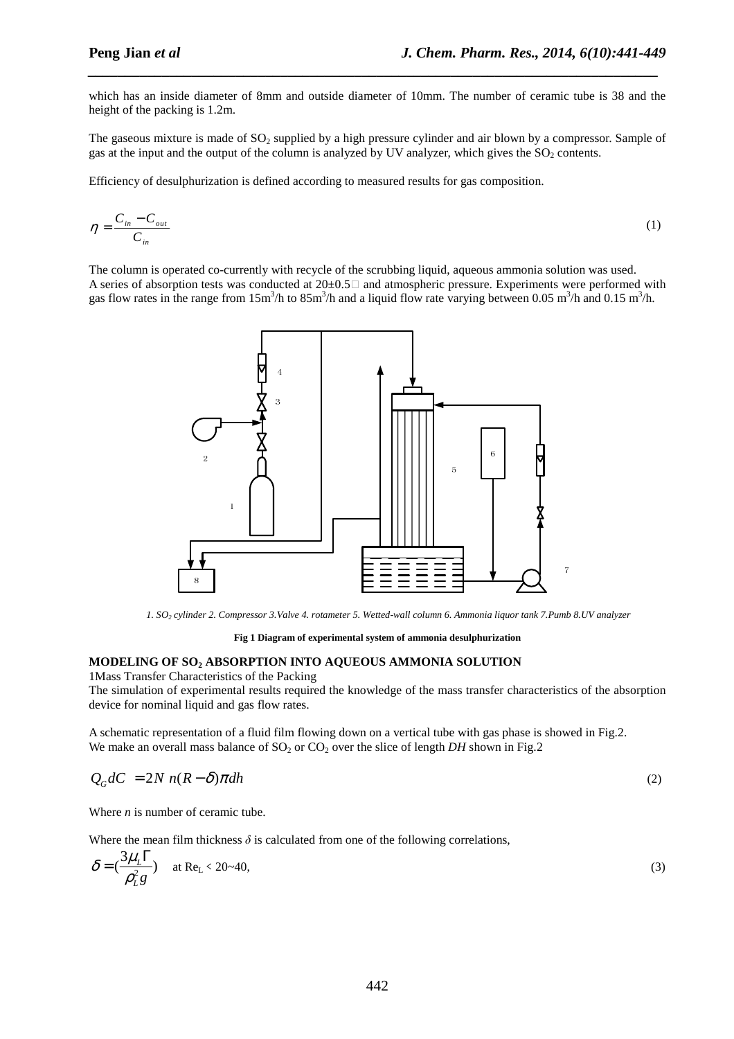which has an inside diameter of 8mm and outside diameter of 10mm. The number of ceramic tube is 38 and the height of the packing is 1.2m.

The gaseous mixture is made of $SO_2$ supplied by a high pressure cylinder and air blown by a compressor. Sample of gas at the input and the output of the column is analyzed by UV analyzer, which gives the $SO_2$ contents.

Efficiency of desulphurization is defined according to measured results for gas composition.

$$\eta = \frac{C_{in} - C_{out}}{C_{in}} \tag{1}$$

The column is operated co-currently with recycle of the scrubbing liquid, aqueous ammonia solution was used.
A series of absorption tests was conducted at 20±0.5□ and atmospheric pressure. Experiments were performed with gas flow rates in the range from $15m^3/h$ to $85m^3/h$ and a liquid flow rate varying between $0.05\ m^3/h$ and $0.15\ m^3/h$.

*1. $SO_2$ cylinder 2. Compressor 3.Valve 4. rotameter 5. Wetted-wall column 6. Ammonia liquor tank 7.Pumb 8.UV analyzer*

**Fig 1 Diagram of experimental system of ammonia desulphurization**

## MODELING OF $SO_2$ ABSORPTION INTO AQUEOUS AMMONIA SOLUTION

1Mass Transfer Characteristics of the Packing

The simulation of experimental results required the knowledge of the mass transfer characteristics of the absorption device for nominal liquid and gas flow rates.

A schematic representation of a fluid film flowing down on a vertical tube with gas phase is showed in Fig.2.
We make an overall mass balance of $SO_2$ or $CO_2$ over the slice of length *DH* shown in Fig.2

$$Q_G dC = 2N\ n(R - \delta)\pi dh \tag{2}$$

Where *n* is number of ceramic tube.

Where the mean film thickness $\delta$ is calculated from one of the following correlations,

$$\delta = \left(\frac{3\mu_L \Gamma}{\rho_L^2 g}\right) \quad \text{at } Re_L < 20\sim40, \tag{3}$$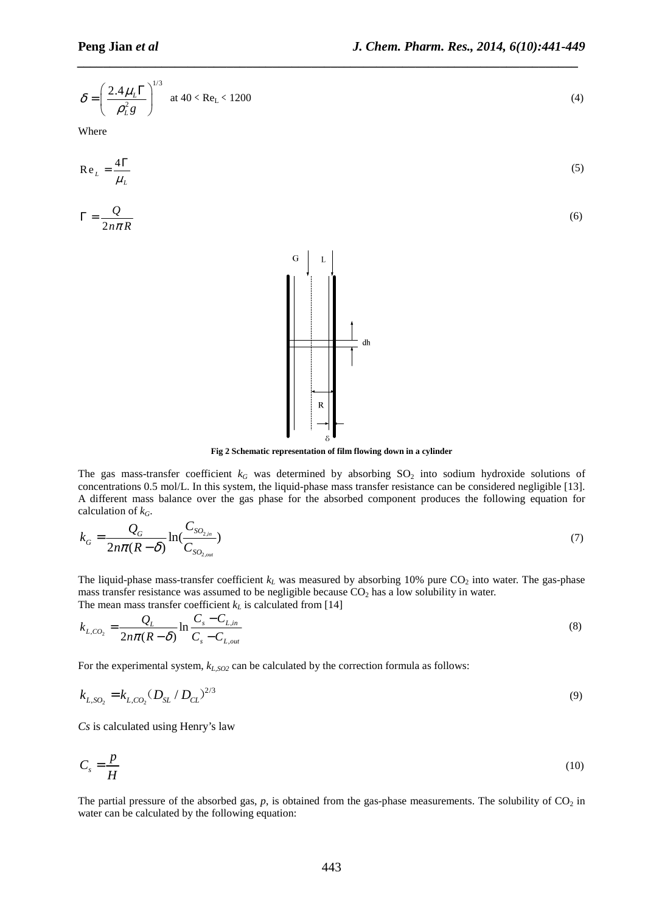$$\delta = \left( \frac{2.4 \mu_L \Gamma}{\rho_L^2 g} \right)^{1/3} \quad \text{at } 40 < \text{Re}_L < 1200 \tag{4}$$

Where

$$\text{Re}_L = \frac{4\Gamma}{\mu_L} \tag{5}$$

$$\Gamma = \frac{Q}{2n\pi R} \tag{6}$$

**Fig 2 Schematic representation of film flowing down in a cylinder**

The gas mass-transfer coefficient $k_G$ was determined by absorbing $SO_2$ into sodium hydroxide solutions of concentrations 0.5 mol/L. In this system, the liquid-phase mass transfer resistance can be considered negligible [13]. A different mass balance over the gas phase for the absorbed component produces the following equation for calculation of $k_G$.

$$k_G = \frac{Q_G}{2n\pi(R-\delta)} \ln\left(\frac{C_{SO_{2,in}}}{C_{SO_{2,out}}}\right) \tag{7}$$

The liquid-phase mass-transfer coefficient $k_L$ was measured by absorbing 10% pure $CO_2$ into water. The gas-phase mass transfer resistance was assumed to be negligible because $CO_2$ has a low solubility in water.
The mean mass transfer coefficient $k_L$ is calculated from [14]

$$k_{L,CO_2} = \frac{Q_L}{2n\pi(R-\delta)} \ln \frac{C_s - C_{L,in}}{C_s - C_{L,out}} \tag{8}$$

For the experimental system, $k_{L,SO_2}$ can be calculated by the correction formula as follows:

$$k_{L,SO_2} = k_{L,CO_2} (D_{SL} / D_{CL})^{2/3} \tag{9}$$

*Cs* is calculated using Henry's law

$$C_s = \frac{p}{H} \tag{10}$$

The partial pressure of the absorbed gas, $p$, is obtained from the gas-phase measurements. The solubility of $CO_2$ in water can be calculated by the following equation: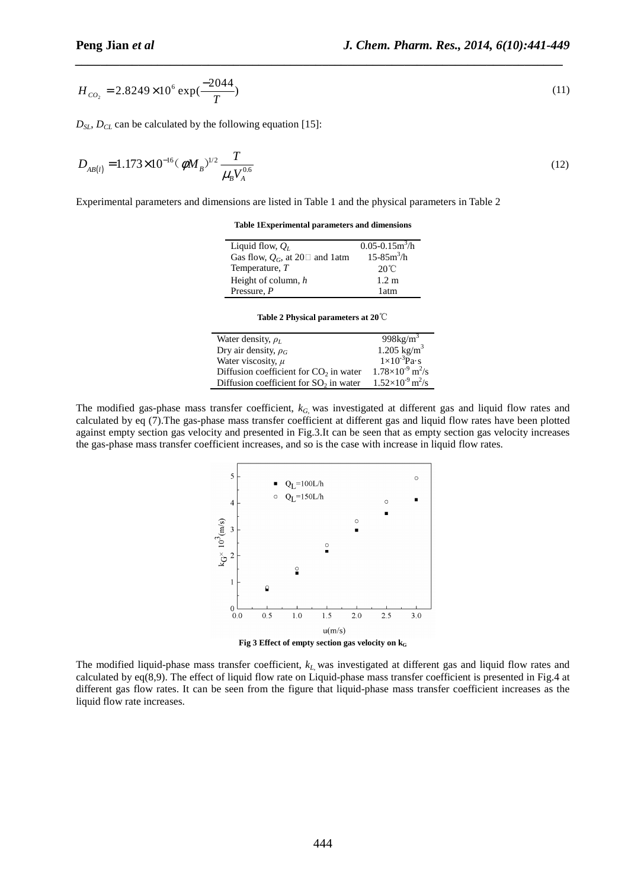$$H_{CO_2} = 2.8249 \times 10^6 \exp(\frac{-2044}{T}) \tag{11}$$

$D_{SL}$, $D_{CL}$ can be calculated by the following equation [15]:

$$D_{AB(l)} = 1.173 \times 10^{-16} (\phi M_B)^{1/2} \frac{T}{\mu_B V_A^{0.6}} \tag{12}$$

Experimental parameters and dimensions are listed in Table 1 and the physical parameters in Table 2

**Table 1Experimental parameters and dimensions**

| | |
|---|---|
| Liquid flow, $Q_L$ | 0.05-0.15m$^3$/h |
| Gas flow, $Q_G$, at 20℃ and 1atm | 15-85m$^3$/h |
| Temperature, $T$ | 20℃ |
| Height of column, $h$ | 1.2 m |
| Pressure, $P$ | 1atm |

**Table 2 Physical parameters at 20℃**

| | |
|---|---|
| Water density, $\rho_L$ | 998kg/m$^3$ |
| Dry air density, $\rho_G$ | 1.205 kg/m$^3$ |
| Water viscosity, $\mu$ | 1×10$^{-3}$Pa·s |
| Diffusion coefficient for $CO_2$ in water | 1.78×10$^{-9}$ m$^2$/s |
| Diffusion coefficient for $SO_2$ in water | 1.52×10$^{-9}$ m$^2$/s |

The modified gas-phase mass transfer coefficient, $k_G$, was investigated at different gas and liquid flow rates and calculated by eq (7).The gas-phase mass transfer coefficient at different gas and liquid flow rates have been plotted against empty section gas velocity and presented in Fig.3.It can be seen that as empty section gas velocity increases the gas-phase mass transfer coefficient increases, and so is the case with increase in liquid flow rates.

**Fig 3 Effect of empty section gas velocity on $k_G$**

The modified liquid-phase mass transfer coefficient, $k_L$, was investigated at different gas and liquid flow rates and calculated by eq(8,9). The effect of liquid flow rate on Liquid-phase mass transfer coefficient is presented in Fig.4 at different gas flow rates. It can be seen from the figure that liquid-phase mass transfer coefficient increases as the liquid flow rate increases.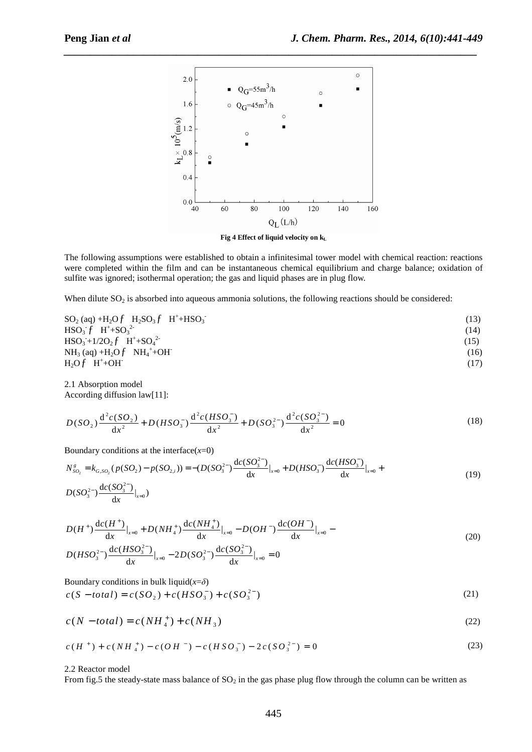Fig 4 Effect of liquid velocity on $k_L$

The following assumptions were established to obtain a infinitesimal tower model with chemical reaction: reactions were completed within the film and can be instantaneous chemical equilibrium and charge balance; oxidation of sulfite was ignored; isothermal operation; the gas and liquid phases are in plug flow.

When dilute $SO_2$ is absorbed into aqueous ammonia solutions, the following reactions should be considered:

$$SO_2\,(aq) + H_2O \rightleftharpoons H_2SO_3 \rightleftharpoons H^+ + HSO_3^- \tag{13}$$

$$HSO_3^- \rightleftharpoons H^+ + SO_3^{2-} \tag{14}$$

$$HSO_3^- + 1/2O_2 \rightleftharpoons H^+ + SO_4^{2-} \tag{15}$$

$$NH_3\,(aq) + H_2O \rightleftharpoons NH_4^+ + OH^- \tag{16}$$

$$H_2O \rightleftharpoons H^+ + OH^- \tag{17}$$

2.1 Absorption model

According diffusion law[11]:

$$D(SO_2)\frac{d^2c(SO_2)}{dx^2} + D(HSO_3^-)\frac{d^2c(HSO_3^-)}{dx^2} + D(SO_3^{2-})\frac{d^2c(SO_3^{2-})}{dx^2} = 0 \tag{18}$$

Boundary conditions at the interface($x$=0)

$$N_{SO_2}^g = k_{G,SO_2}(p(SO_2) - p(SO_{2,i})) = -(D(SO_3^{2-})\frac{dc(SO_3^{2-})}{dx}|_{x=0} + D(HSO_3^-)\frac{dc(HSO_3^-)}{dx}|_{x=0} + D(SO_3^{2-})\frac{dc(SO_3^{2-})}{dx}|_{x=0}) \tag{19}$$

$$D(H^+)\frac{dc(H^+)}{dx}|_{x=0} + D(NH_4^+)\frac{dc(NH_4^+)}{dx}|_{x=0} - D(OH^-)\frac{dc(OH^-)}{dx}|_{x=0} - D(HSO_3^{2-})\frac{dc(HSO_3^{2-})}{dx}|_{x=0} - 2D(SO_3^{2-})\frac{dc(SO_3^{2-})}{dx}|_{x=0} = 0 \tag{20}$$

Boundary conditions in bulk liquid($x=\delta$)

$$c(S-total) = c(SO_2) + c(HSO_3^-) + c(SO_3^{2-}) \tag{21}$$

$$c(N-total) = c(NH_4^+) + c(NH_3) \tag{22}$$

$$c(H^+) + c(NH_4^+) - c(OH^-) - c(HSO_3^-) - 2c(SO_3^{2-}) = 0 \tag{23}$$

2.2 Reactor model

From fig.5 the steady-state mass balance of $SO_2$ in the gas phase plug flow through the column can be written as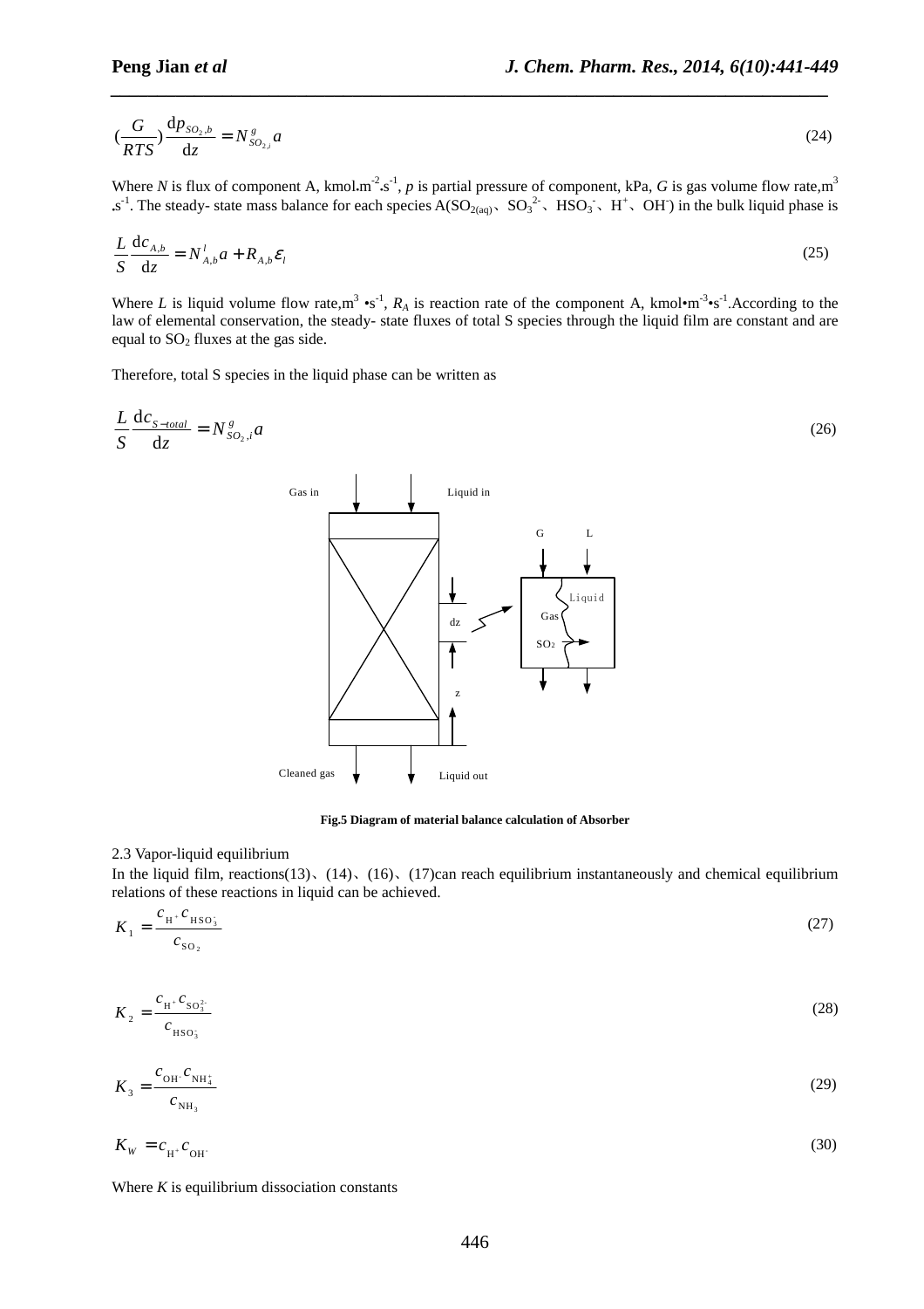$$\left(\frac{G}{RTS}\right)\frac{\mathrm{d}p_{SO_2,b}}{\mathrm{d}z} = N^{g}_{SO_{2,i}}a \tag{24}$$

Where $N$ is flux of component A, kmol.m$^{-2}$.s$^{-1}$, $p$ is partial pressure of component, kPa, $G$ is gas volume flow rate,m$^3$ .s$^{-1}$. The steady- state mass balance for each species A($SO_{2(aq)}$、$SO_3^{2-}$、$HSO_3^-$、$H^+$、$OH^-$) in the bulk liquid phase is

$$\frac{L}{S}\frac{\mathrm{d}c_{A,b}}{\mathrm{d}z} = N^{l}_{A,b}a + R_{A,b}\varepsilon_l \tag{25}$$

Where $L$ is liquid volume flow rate,m$^3$ •s$^{-1}$, $R_A$ is reaction rate of the component A, kmol•m$^{-3}$•s$^{-1}$.According to the law of elemental conservation, the steady- state fluxes of total S species through the liquid film are constant and are equal to $SO_2$ fluxes at the gas side.

Therefore, total S species in the liquid phase can be written as

$$\frac{L}{S}\frac{\mathrm{d}c_{S-total}}{\mathrm{d}z} = N^{g}_{SO_2,i}a \tag{26}$$

**Fig.5 Diagram of material balance calculation of Absorber**

2.3 Vapor-liquid equilibrium

In the liquid film, reactions(13)、(14)、(16)、(17)can reach equilibrium instantaneously and chemical equilibrium relations of these reactions in liquid can be achieved.

$$K_1 = \frac{c_{\mathrm{H}^+}c_{\mathrm{HSO}_3^-}}{c_{\mathrm{SO}_2}} \tag{27}$$

$$K_2 = \frac{c_{\mathrm{H}^+}c_{\mathrm{SO}_3^{2-}}}{c_{\mathrm{HSO}_3^-}} \tag{28}$$

$$K_3 = \frac{c_{\mathrm{OH}^-}c_{\mathrm{NH}_4^+}}{c_{\mathrm{NH}_3}} \tag{29}$$

$$K_W = c_{\mathrm{H}^+}c_{\mathrm{OH}^-} \tag{30}$$

Where $K$ is equilibrium dissociation constants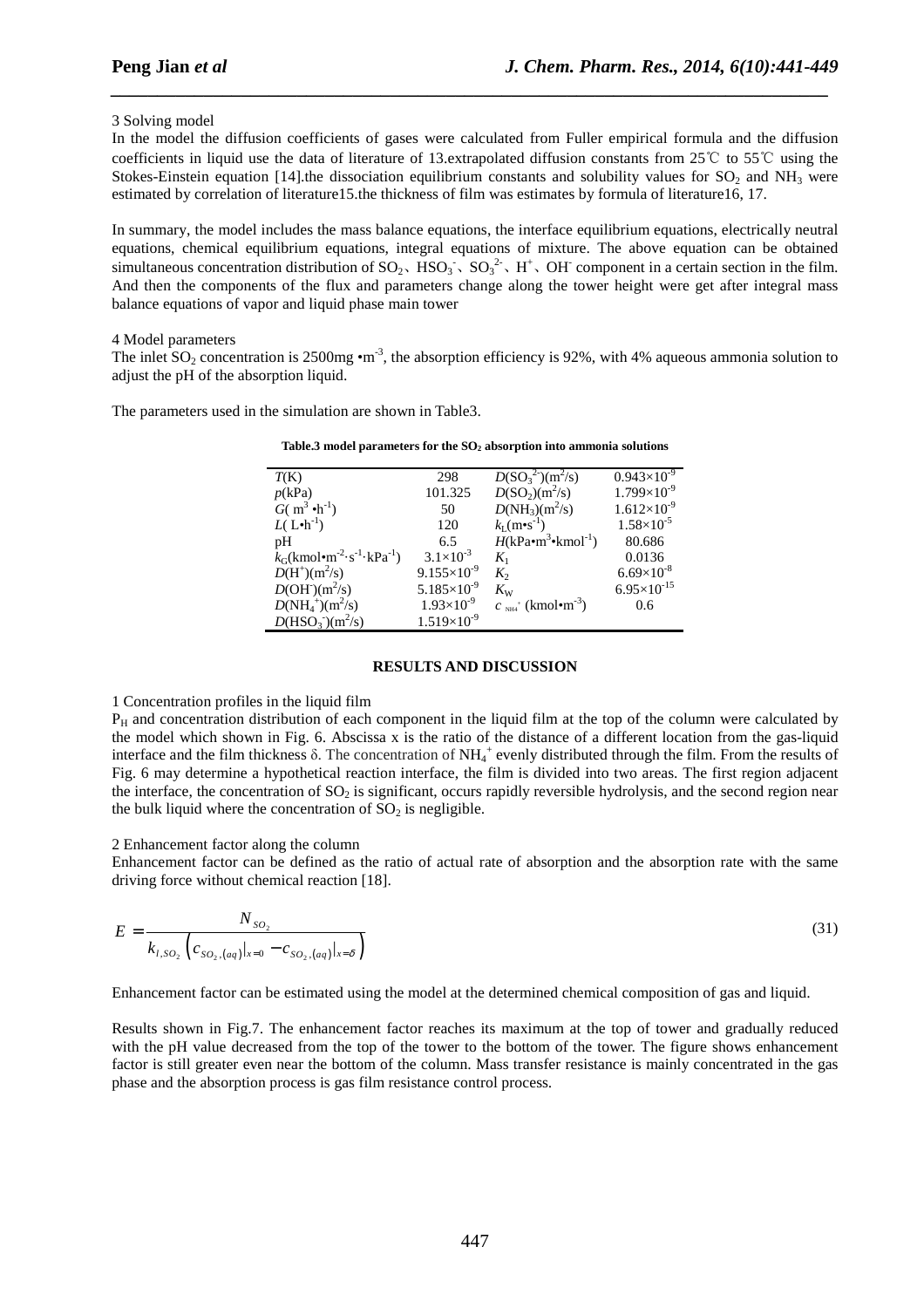3 Solving model

In the model the diffusion coefficients of gases were calculated from Fuller empirical formula and the diffusion coefficients in liquid use the data of literature of 13.extrapolated diffusion constants from 25℃ to 55℃ using the Stokes-Einstein equation [14].the dissociation equilibrium constants and solubility values for $SO_2$ and $NH_3$ were estimated by correlation of literature15.the thickness of film was estimates by formula of literature16, 17.

In summary, the model includes the mass balance equations, the interface equilibrium equations, electrically neutral equations, chemical equilibrium equations, integral equations of mixture. The above equation can be obtained simultaneous concentration distribution of $SO_2$、$HSO_3^-$、$SO_3^{2-}$、$H^+$、$OH^-$ component in a certain section in the film. And then the components of the flux and parameters change along the tower height were get after integral mass balance equations of vapor and liquid phase main tower

4 Model parameters

The inlet $SO_2$ concentration is 2500mg $\cdot$m$^{-3}$, the absorption efficiency is 92%, with 4% aqueous ammonia solution to adjust the pH of the absorption liquid.

The parameters used in the simulation are shown in Table3.

**Table.3 model parameters for the $SO_2$ absorption into ammonia solutions**

| | | | |
|---|---|---|---|
| $T$(K) | 298 | $D(SO_3^{2-})$(m$^2$/s) | $0.943\times10^{-9}$ |
| $p$(kPa) | 101.325 | $D(SO_2)$(m$^2$/s) | $1.799\times10^{-9}$ |
| $G$( m$^3$ $\cdot$h$^{-1}$) | 50 | $D(NH_3)$(m$^2$/s) | $1.612\times10^{-9}$ |
| $L$( L$\cdot$h$^{-1}$) | 120 | $k_L$(m$\cdot$s$^{-1}$) | $1.58\times10^{-5}$ |
| pH | 6.5 | $H$(kPa$\cdot$m$^3\cdot$kmol$^{-1}$) | 80.686 |
| $k_G$(kmol$\cdot$m$^{-2}\cdot$s$^{-1}\cdot$kPa$^{-1}$) | $3.1\times10^{-3}$ | $K_1$ | 0.0136 |
| $D(H^+)$(m$^2$/s) | $9.155\times10^{-9}$ | $K_2$ | $6.69\times10^{-8}$ |
| $D(OH^-)$(m$^2$/s) | $5.185\times10^{-9}$ | $K_W$ | $6.95\times10^{-15}$ |
| $D(NH_4^+)$(m$^2$/s) | $1.93\times10^{-9}$ | $c_{NH4^+}$ (kmol$\cdot$m$^{-3}$) | 0.6 |
| $D(HSO_3^-)$(m$^2$/s) | $1.519\times10^{-9}$ | | |

## RESULTS AND DISCUSSION

1 Concentration profiles in the liquid film

$P_H$ and concentration distribution of each component in the liquid film at the top of the column were calculated by the model which shown in Fig. 6. Abscissa x is the ratio of the distance of a different location from the gas-liquid interface and the film thickness $\delta$. The concentration of $NH_4^+$ evenly distributed through the film. From the results of Fig. 6 may determine a hypothetical reaction interface, the film is divided into two areas. The first region adjacent the interface, the concentration of $SO_2$ is significant, occurs rapidly reversible hydrolysis, and the second region near the bulk liquid where the concentration of $SO_2$ is negligible.

2 Enhancement factor along the column

Enhancement factor can be defined as the ratio of actual rate of absorption and the absorption rate with the same driving force without chemical reaction [18].

$$E = \frac{N_{SO_2}}{k_{l,SO_2}\left(c_{SO_2,(aq)}\big|_{x=0} - c_{SO_2,(aq)}\big|_{x=\delta}\right)} \tag{31}$$

Enhancement factor can be estimated using the model at the determined chemical composition of gas and liquid.

Results shown in Fig.7. The enhancement factor reaches its maximum at the top of tower and gradually reduced with the pH value decreased from the top of the tower to the bottom of the tower. The figure shows enhancement factor is still greater even near the bottom of the column. Mass transfer resistance is mainly concentrated in the gas phase and the absorption process is gas film resistance control process.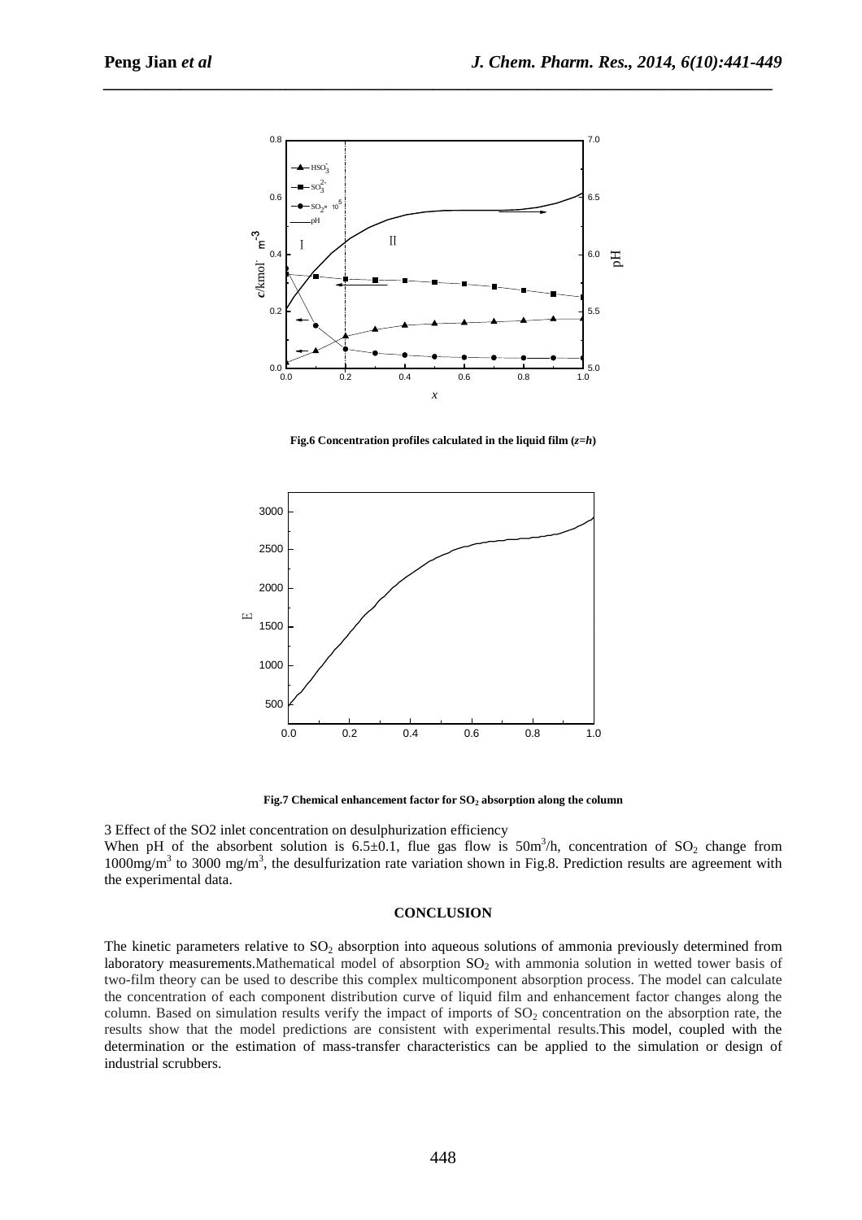Fig.6 Concentration profiles calculated in the liquid film ($z$=$h$)

Fig.7 Chemical enhancement factor for $SO_2$ absorption along the column

3 Effect of the SO2 inlet concentration on desulphurization efficiency

When pH of the absorbent solution is 6.5±0.1, flue gas flow is $50m^3/h$, concentration of $SO_2$ change from $1000mg/m^3$ to $3000\ mg/m^3$, the desulfurization rate variation shown in Fig.8. Prediction results are agreement with the experimental data.

## CONCLUSION

The kinetic parameters relative to $SO_2$ absorption into aqueous solutions of ammonia previously determined from laboratory measurements.Mathematical model of absorption $SO_2$ with ammonia solution in wetted tower basis of two-film theory can be used to describe this complex multicomponent absorption process. The model can calculate the concentration of each component distribution curve of liquid film and enhancement factor changes along the column. Based on simulation results verify the impact of imports of $SO_2$ concentration on the absorption rate, the results show that the model predictions are consistent with experimental results.This model, coupled with the determination or the estimation of mass-transfer characteristics can be applied to the simulation or design of industrial scrubbers.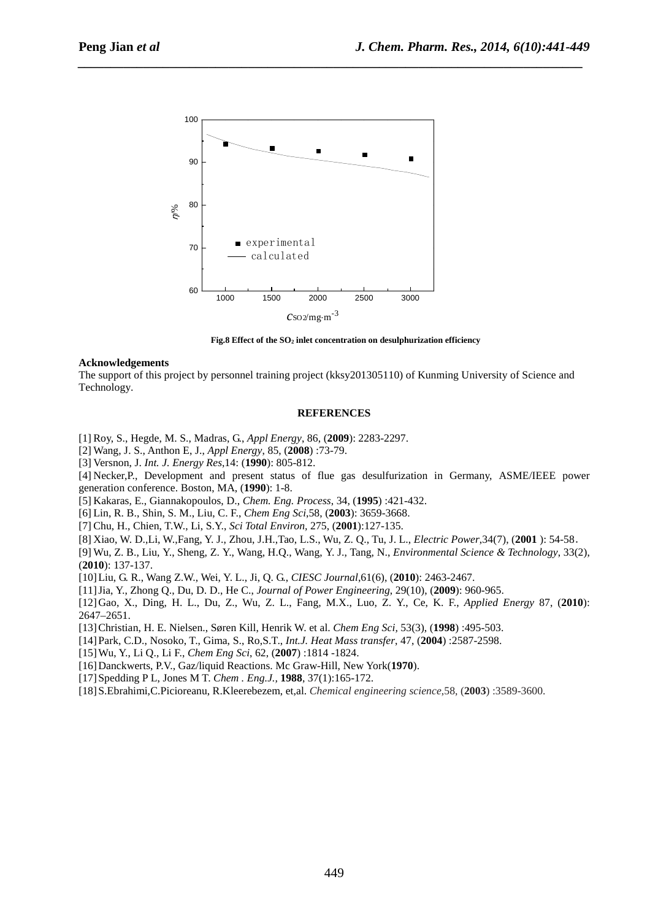100

90

80

70

60

$\eta$/%

1000 1500 2000 2500 3000

$c_{SO2}$/mg·m$^{-3}$

experimental

calculated

**Fig.8 Effect of the $SO_2$ inlet concentration on desulphurization efficiency**

**Acknowledgements**

The support of this project by personnel training project (kksy201305110) of Kunming University of Science and Technology.

## REFERENCES

[1] Roy, S., Hegde, M. S., Madras, G., *Appl Energy*, 86, (**2009**): 2283-2297.

[2] Wang, J. S., Anthon E, J., *Appl Energy*, 85, (**2008**) :73-79.

[3] Versnon, J. *Int. J. Energy Res*,14: (**1990**): 805-812.

[4] Necker,P., Development and present status of flue gas desulfurization in Germany, ASME/IEEE power generation conference. Boston, MA, (**1990**): 1-8.

[5] Kakaras, E., Giannakopoulos, D., *Chem. Eng. Process*, 34, (**1995**) :421-432.

[6] Lin, R. B., Shin, S. M., Liu, C. F., *Chem Eng Sci*,58, (**2003**): 3659-3668.

[7] Chu, H., Chien, T.W., Li, S.Y., *Sci Total Environ*, 275, (**2001**):127-135.

[8] Xiao, W. D.,Li, W.,Fang, Y. J., Zhou, J.H.,Tao, L.S., Wu, Z. Q., Tu, J. L., *Electric Power*,34(7), (**2001** ): 54-58.

[9] Wu, Z. B., Liu, Y., Sheng, Z. Y., Wang, H.Q., Wang, Y. J., Tang, N., *Environmental Science & Technology*, 33(2), (**2010**): 137-137.

[10] Liu, G. R., Wang Z.W., Wei, Y. L., Ji, Q. G., *CIESC Journal*,61(6), (**2010**): 2463-2467.

[11] Jia, Y., Zhong Q., Du, D. D., He C., *Journal of Power Engineering*, 29(10), (**2009**): 960-965.

[12] Gao, X., Ding, H. L., Du, Z., Wu, Z. L., Fang, M.X., Luo, Z. Y., Ce, K. F., *Applied Energy* 87, (**2010**): 2647–2651.

[13] Christian, H. E. Nielsen., Søren Kill, Henrik W. et al. *Chem Eng Sci*, 53(3), (**1998**) :495-503.

[14] Park, C.D., Nosoko, T., Gima, S., Ro,S.T., *Int.J. Heat Mass transfer*, 47, (**2004**) :2587-2598.

[15] Wu, Y., Li Q., Li F., *Chem Eng Sci*, 62, (**2007**) :1814 -1824.

[16] Danckwerts, P.V., Gaz/liquid Reactions. Mc Graw-Hill, New York(**1970**).

[17] Spedding P L, Jones M T. *Chem . Eng.J.*, **1988**, 37(1):165-172.

[18] S.Ebrahimi,C.Picioreanu, R.Kleerebezem, et,al. *Chemical engineering science*,58, (**2003**) :3589-3600.